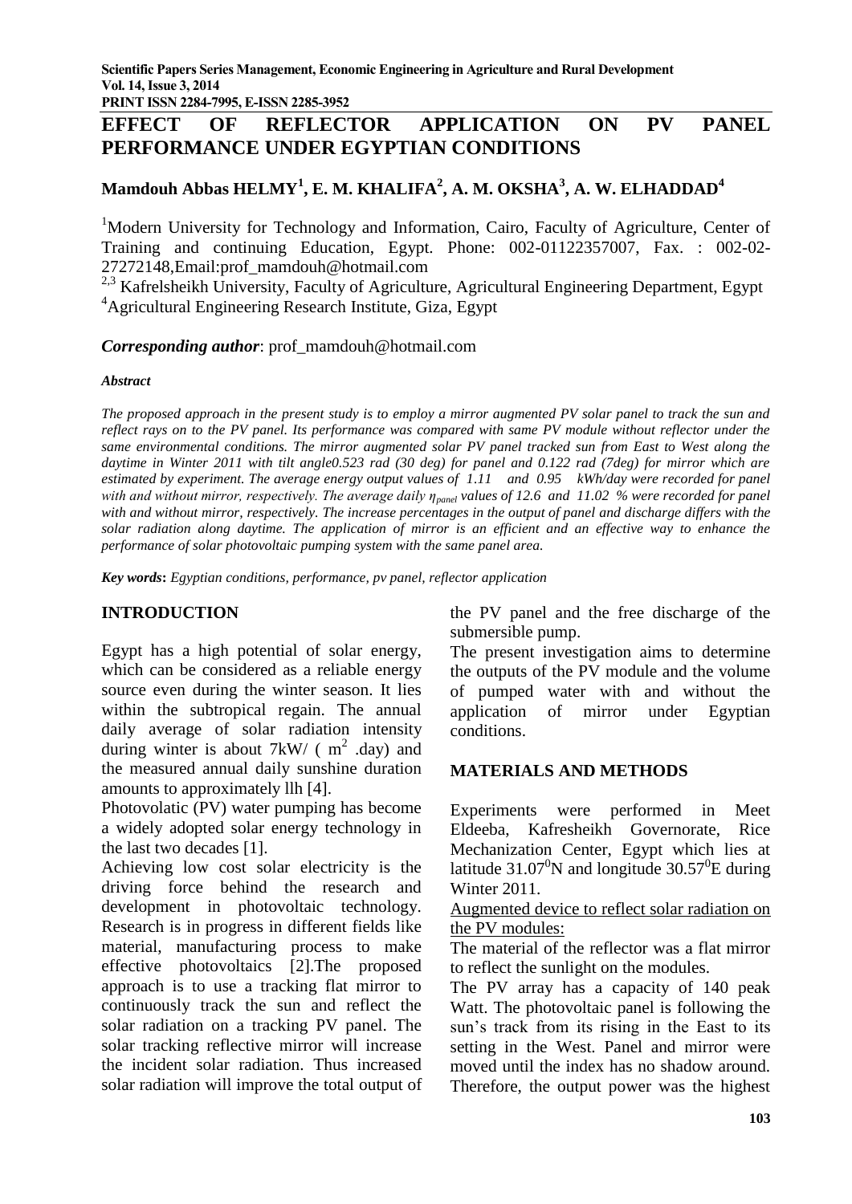# EFFECT OF REFLECTOR APPLICATION ON PV PANEL PERFORMANCE UNDER EGYPTIAN CONDITIONS

## Mamdouh Abbas HELMY[1], E. M. KHALIFA[2], A. M. OKSHA[3], A. W. ELHADDAD[4]

[1]Modern University for Technology and Information, Cairo, Faculty of Agriculture, Center of Training and continuing Education, Egypt. Phone: 002-01122357007, Fax. : 002-02-27272148,Email:prof_mamdouh@hotmail.com

[2,3] Kafrelsheikh University, Faculty of Agriculture, Agricultural Engineering Department, Egypt

[4]Agricultural Engineering Research Institute, Giza, Egypt

***Corresponding author***: prof_mamdouh@hotmail.com

***Abstract***

*The proposed approach in the present study is to employ a mirror augmented PV solar panel to track the sun and reflect rays on to the PV panel. Its performance was compared with same PV module without reflector under the same environmental conditions. The mirror augmented solar PV panel tracked sun from East to West along the daytime in Winter 2011 with tilt angle0.523 rad (30 deg) for panel and 0.122 rad (7deg) for mirror which are estimated by experiment. The average energy output values of 1.11 and 0.95 kWh/day were recorded for panel with and without mirror, respectively. The average daily $\eta_{panel}$ values of 12.6 and 11.02 % were recorded for panel with and without mirror, respectively. The increase percentages in the output of panel and discharge differs with the solar radiation along daytime. The application of mirror is an efficient and an effective way to enhance the performance of solar photovoltaic pumping system with the same panel area.*

***Key words*:** *Egyptian conditions, performance, pv panel, reflector application*

## INTRODUCTION

Egypt has a high potential of solar energy, which can be considered as a reliable energy source even during the winter season. It lies within the subtropical regain. The annual daily average of solar radiation intensity during winter is about 7kW/ ( $m^2$ .day) and the measured annual daily sunshine duration amounts to approximately llh [4].

Photovolatic (PV) water pumping has become a widely adopted solar energy technology in the last two decades [1].

Achieving low cost solar electricity is the driving force behind the research and development in photovoltaic technology. Research is in progress in different fields like material, manufacturing process to make effective photovoltaics [2].The proposed approach is to use a tracking flat mirror to continuously track the sun and reflect the solar radiation on a tracking PV panel. The solar tracking reflective mirror will increase the incident solar radiation. Thus increased solar radiation will improve the total output of the PV panel and the free discharge of the submersible pump.

The present investigation aims to determine the outputs of the PV module and the volume of pumped water with and without the application of mirror under Egyptian conditions.

## MATERIALS AND METHODS

Experiments were performed in Meet Eldeeba, Kafresheikh Governorate, Rice Mechanization Center, Egypt which lies at latitude $31.07^0$N and longitude $30.57^0$E during Winter 2011.

Augmented device to reflect solar radiation on the PV modules:

The material of the reflector was a flat mirror to reflect the sunlight on the modules.

The PV array has a capacity of 140 peak Watt. The photovoltaic panel is following the sun's track from its rising in the East to its setting in the West. Panel and mirror were moved until the index has no shadow around. Therefore, the output power was the highest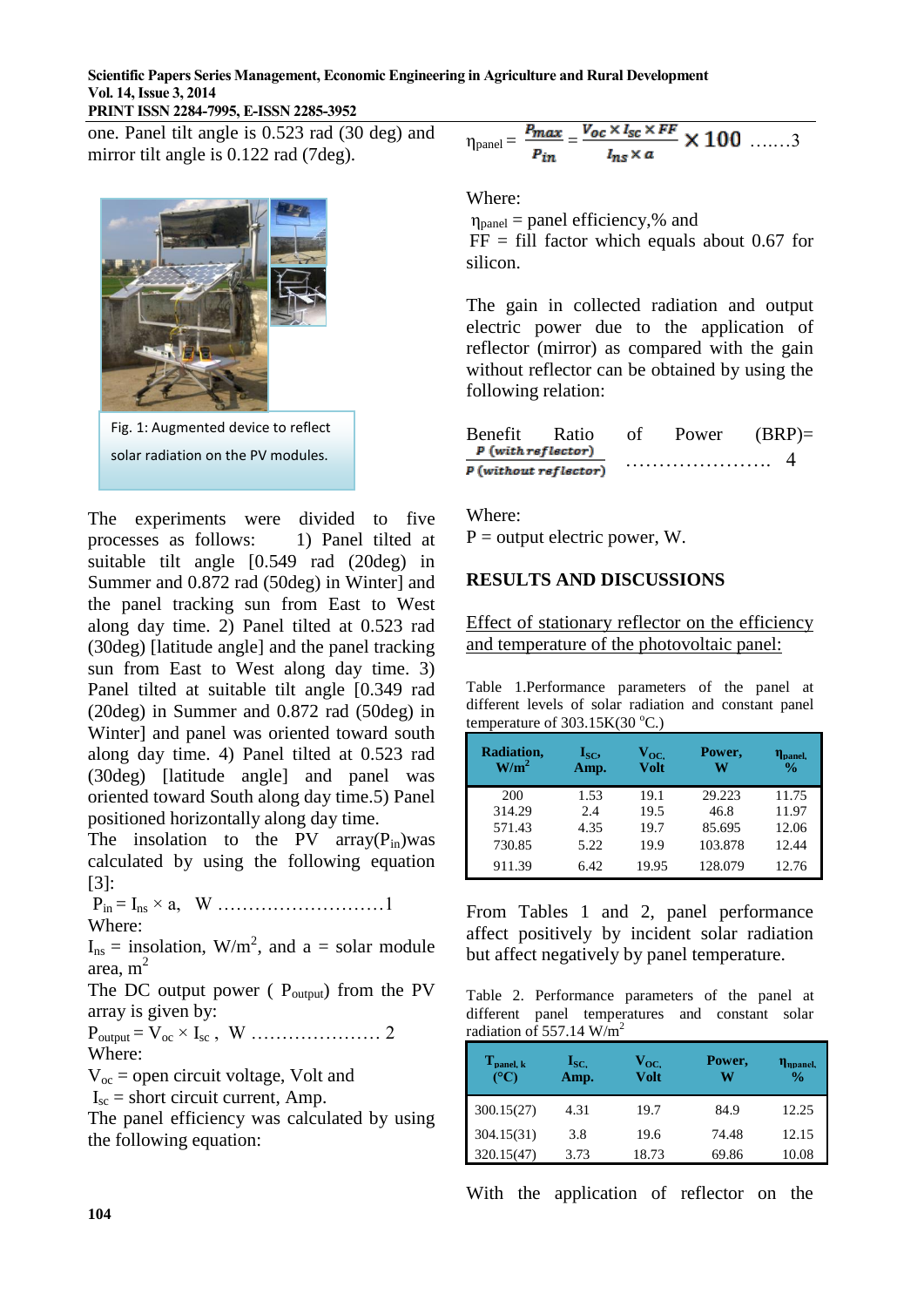one. Panel tilt angle is 0.523 rad (30 deg) and mirror tilt angle is 0.122 rad (7deg).

Fig. 1: Augmented device to reflect solar radiation on the PV modules.

The experiments were divided to five processes as follows: 1) Panel tilted at suitable tilt angle [0.549 rad (20deg) in Summer and 0.872 rad (50deg) in Winter] and the panel tracking sun from East to West along day time. 2) Panel tilted at 0.523 rad (30deg) [latitude angle] and the panel tracking sun from East to West along day time. 3) Panel tilted at suitable tilt angle [0.349 rad (20deg) in Summer and 0.872 rad (50deg) in Winter] and panel was oriented toward south along day time. 4) Panel tilted at 0.523 rad (30deg) [latitude angle] and panel was oriented toward South along day time.5) Panel positioned horizontally along day time.

The insolation to the PV array($P_{in}$)was calculated by using the following equation [3]:

$$P_{in} = I_{ns} \times a, \quad W \ldots\ldots\ldots\ldots\ldots\ldots\ldots\ldots 1$$

Where:

$I_{ns}$ = insolation, W/m$^2$, and a = solar module area, m$^2$

The DC output power ( $P_{output}$) from the PV array is given by:

$$P_{output} = V_{oc} \times I_{sc}, \quad W \ldots\ldots\ldots\ldots\ldots\ldots 2$$

Where:

$V_{oc}$ = open circuit voltage, Volt and

$I_{sc}$ = short circuit current, Amp.

The panel efficiency was calculated by using the following equation:

$$\eta_{panel} = \frac{P_{max}}{P_{in}} = \frac{V_{oc} \times I_{sc} \times FF}{I_{ns} \times a} \times 100 \ \ldots\ldots 3$$

Where:

$\eta_{panel}$ = panel efficiency,% and

FF = fill factor which equals about 0.67 for silicon.

The gain in collected radiation and output electric power due to the application of reflector (mirror) as compared with the gain without reflector can be obtained by using the following relation:

$$\text{Benefit Ratio of Power (BRP)} = \frac{P\ (with\ reflector)}{P\ (without\ reflector)} \ \ldots\ldots\ldots\ldots\ldots\ldots 4$$

Where:

P = output electric power, W.

## RESULTS AND DISCUSSIONS

### Effect of stationary reflector on the efficiency and temperature of the photovoltaic panel:

Table 1.Performance parameters of the panel at different levels of solar radiation and constant panel temperature of 303.15K(30 °C.)

| Radiation, W/m$^2$ | $I_{SC}$, Amp. | $V_{OC}$, Volt | Power, W | $\eta_{panel}$, % |
|---|---|---|---|---|
| 200 | 1.53 | 19.1 | 29.223 | 11.75 |
| 314.29 | 2.4 | 19.5 | 46.8 | 11.97 |
| 571.43 | 4.35 | 19.7 | 85.695 | 12.06 |
| 730.85 | 5.22 | 19.9 | 103.878 | 12.44 |
| 911.39 | 6.42 | 19.95 | 128.079 | 12.76 |

From Tables 1 and 2, panel performance affect positively by incident solar radiation but affect negatively by panel temperature.

Table 2. Performance parameters of the panel at different panel temperatures and constant solar radiation of 557.14 W/m$^2$

| $T_{panel,\ k}$ (°C) | $I_{SC}$, Amp. | $V_{OC}$, Volt | Power, W | $\eta_{panel}$, % |
|---|---|---|---|---|
| 300.15(27) | 4.31 | 19.7 | 84.9 | 12.25 |
| 304.15(31) | 3.8 | 19.6 | 74.48 | 12.15 |
| 320.15(47) | 3.73 | 18.73 | 69.86 | 10.08 |

With the application of reflector on the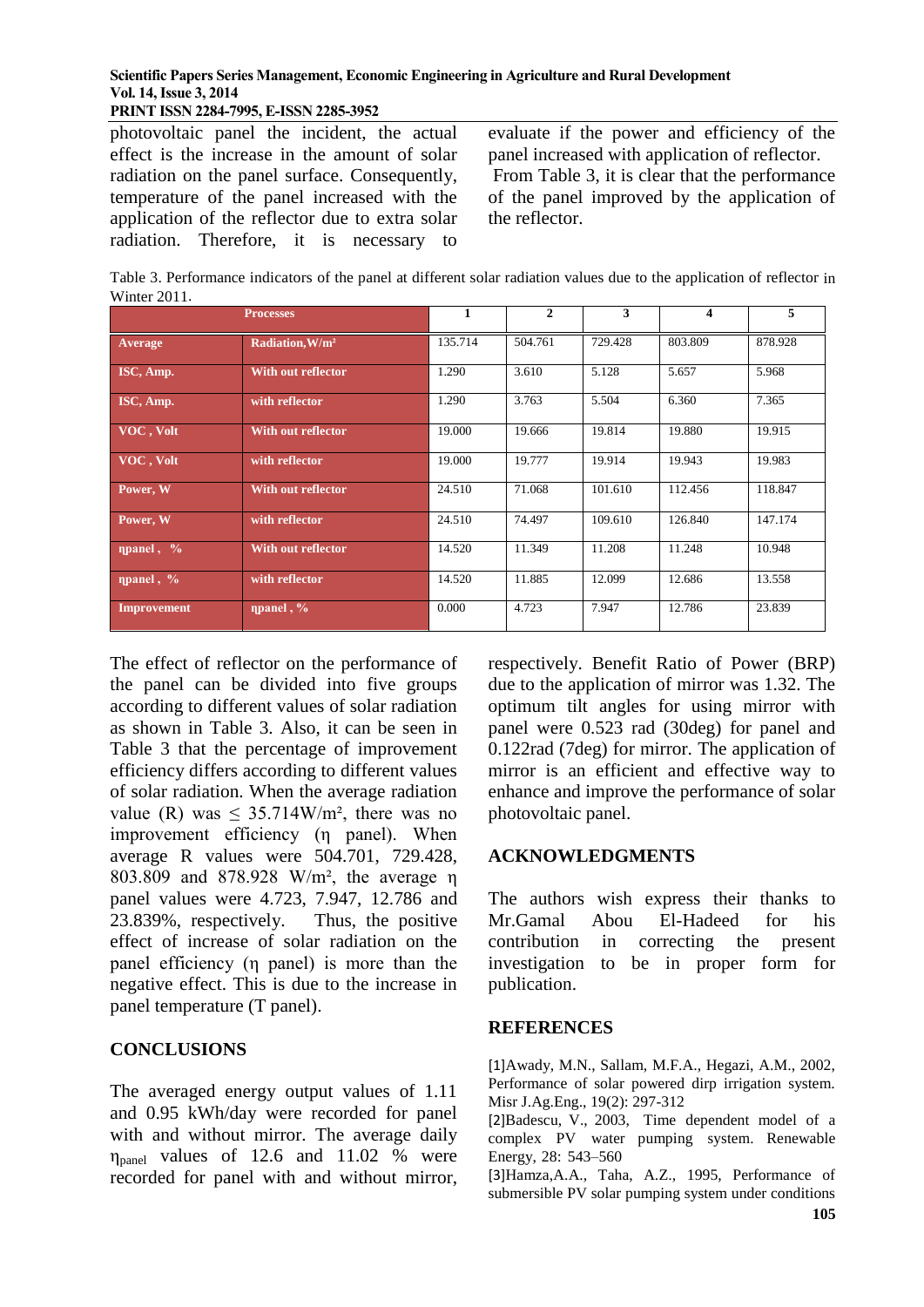photovoltaic panel the incident, the actual effect is the increase in the amount of solar radiation on the panel surface. Consequently, temperature of the panel increased with the application of the reflector due to extra solar radiation. Therefore, it is necessary to evaluate if the power and efficiency of the panel increased with application of reflector.

From Table 3, it is clear that the performance of the panel improved by the application of the reflector.

Table 3. Performance indicators of the panel at different solar radiation values due to the application of reflector in Winter 2011.

| Processes | | 1 | 2 | 3 | 4 | 5 |
|---|---|---|---|---|---|---|
| Average | Radiation,W/m² | 135.714 | 504.761 | 729.428 | 803.809 | 878.928 |
| ISC, Amp. | With out reflector | 1.290 | 3.610 | 5.128 | 5.657 | 5.968 |
| ISC, Amp. | with reflector | 1.290 | 3.763 | 5.504 | 6.360 | 7.365 |
| VOC , Volt | With out reflector | 19.000 | 19.666 | 19.814 | 19.880 | 19.915 |
| VOC , Volt | with reflector | 19.000 | 19.777 | 19.914 | 19.943 | 19.983 |
| Power, W | With out reflector | 24.510 | 71.068 | 101.610 | 112.456 | 118.847 |
| Power, W | with reflector | 24.510 | 74.497 | 109.610 | 126.840 | 147.174 |
| ηpanel , % | With out reflector | 14.520 | 11.349 | 11.208 | 11.248 | 10.948 |
| ηpanel , % | with reflector | 14.520 | 11.885 | 12.099 | 12.686 | 13.558 |
| Improvement | ηpanel , % | 0.000 | 4.723 | 7.947 | 12.786 | 23.839 |

The effect of reflector on the performance of the panel can be divided into five groups according to different values of solar radiation as shown in Table 3. Also, it can be seen in Table 3 that the percentage of improvement efficiency differs according to different values of solar radiation. When the average radiation value (R) was ≤ 35.714W/m², there was no improvement efficiency (η panel). When average R values were 504.701, 729.428, 803.809 and 878.928 W/m², the average η panel values were 4.723, 7.947, 12.786 and 23.839%, respectively. Thus, the positive effect of increase of solar radiation on the panel efficiency (η panel) is more than the negative effect. This is due to the increase in panel temperature (T panel).

## CONCLUSIONS

The averaged energy output values of 1.11 and 0.95 kWh/day were recorded for panel with and without mirror. The average daily $\eta_{panel}$ values of 12.6 and 11.02 % were recorded for panel with and without mirror, respectively. Benefit Ratio of Power (BRP) due to the application of mirror was 1.32. The optimum tilt angles for using mirror with panel were 0.523 rad (30deg) for panel and 0.122rad (7deg) for mirror. The application of mirror is an efficient and effective way to enhance and improve the performance of solar photovoltaic panel.

## ACKNOWLEDGMENTS

The authors wish express their thanks to Mr.Gamal Abou El-Hadeed for his contribution in correcting the present investigation to be in proper form for publication.

## REFERENCES

[1]Awady, M.N., Sallam, M.F.A., Hegazi, A.M., 2002, Performance of solar powered dirp irrigation system. Misr J.Ag.Eng., 19(2): 297-312

[2]Badescu, V., 2003, Time dependent model of a complex PV water pumping system. Renewable Energy, 28: 543–560

[3]Hamza,A.A., Taha, A.Z., 1995, Performance of submersible PV solar pumping system under conditions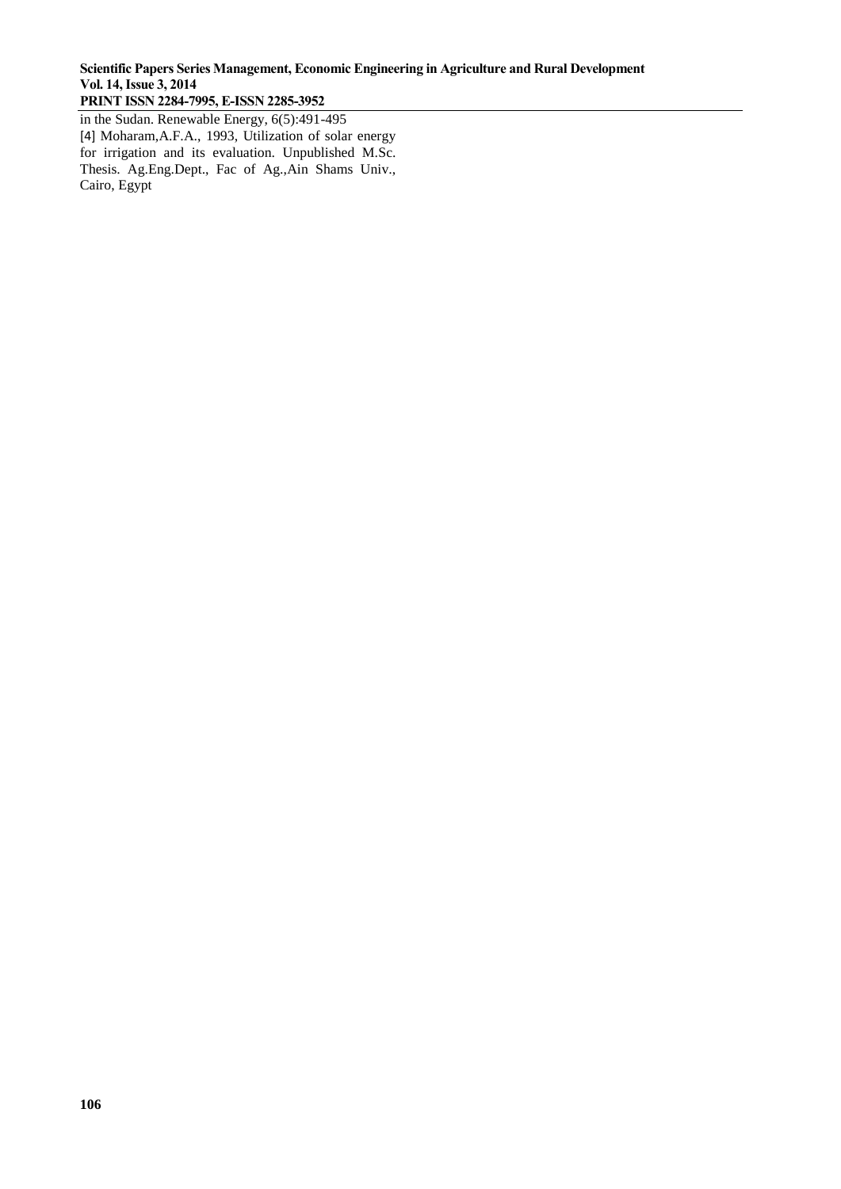in the Sudan. Renewable Energy, 6(5):491-495

[4] Moharam,A.F.A., 1993, Utilization of solar energy for irrigation and its evaluation. Unpublished M.Sc. Thesis. Ag.Eng.Dept., Fac of Ag.,Ain Shams Univ., Cairo, Egypt